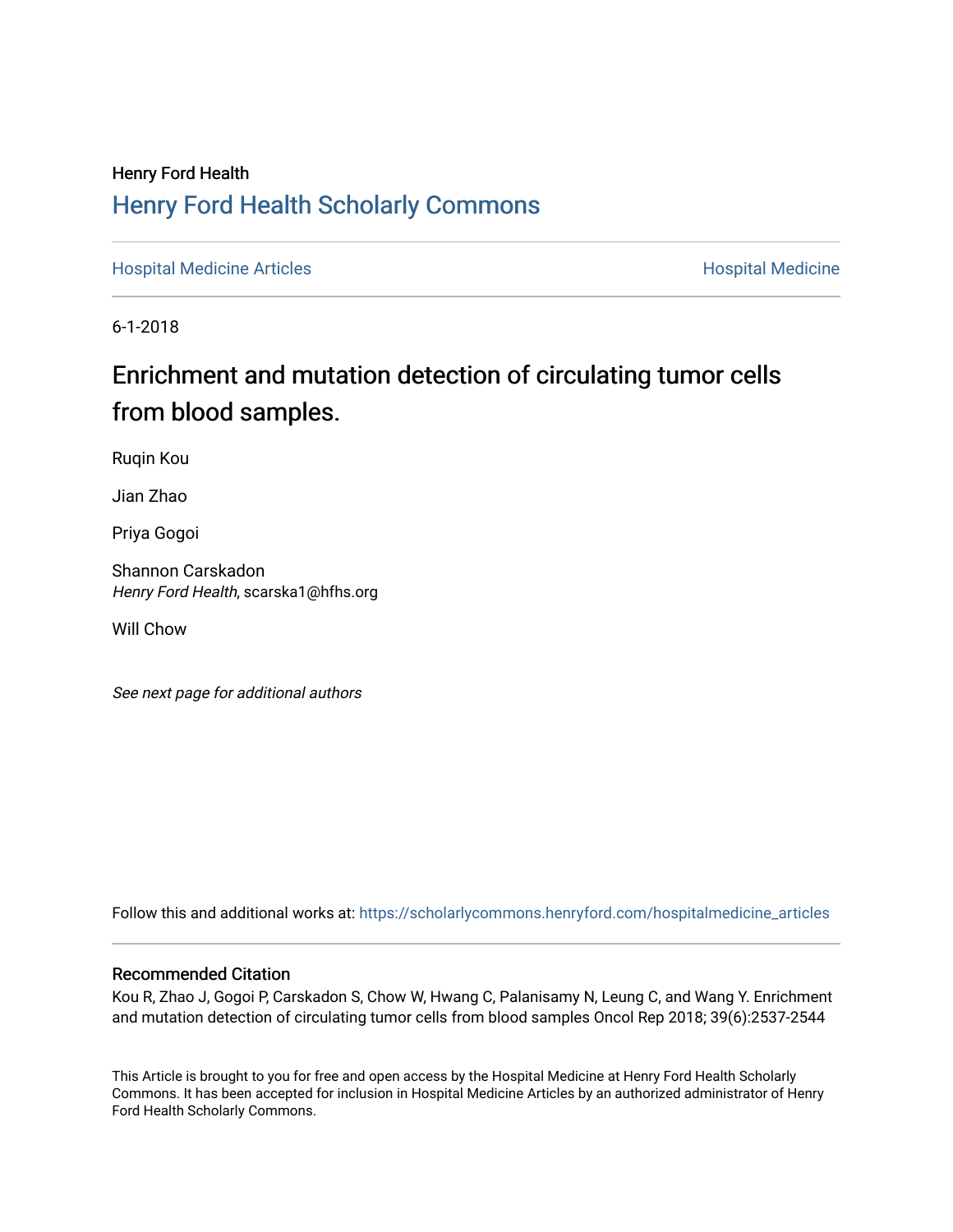Henry Ford Health

# Henry Ford Health Scholarly Commons

Hospital Medicine Articles | Hospital Medicine

6-1-2018

## Enrichment and mutation detection of circulating tumor cells from blood samples.

Ruqin Kou

Jian Zhao

Priya Gogoi

Shannon Carskadon
*Henry Ford Health*, scarska1@hfhs.org

Will Chow

*See next page for additional authors*

Follow this and additional works at: https://scholarlycommons.henryford.com/hospitalmedicine_articles

### Recommended Citation

Kou R, Zhao J, Gogoi P, Carskadon S, Chow W, Hwang C, Palanisamy N, Leung C, and Wang Y. Enrichment and mutation detection of circulating tumor cells from blood samples Oncol Rep 2018; 39(6):2537-2544

This Article is brought to you for free and open access by the Hospital Medicine at Henry Ford Health Scholarly Commons. It has been accepted for inclusion in Hospital Medicine Articles by an authorized administrator of Henry Ford Health Scholarly Commons.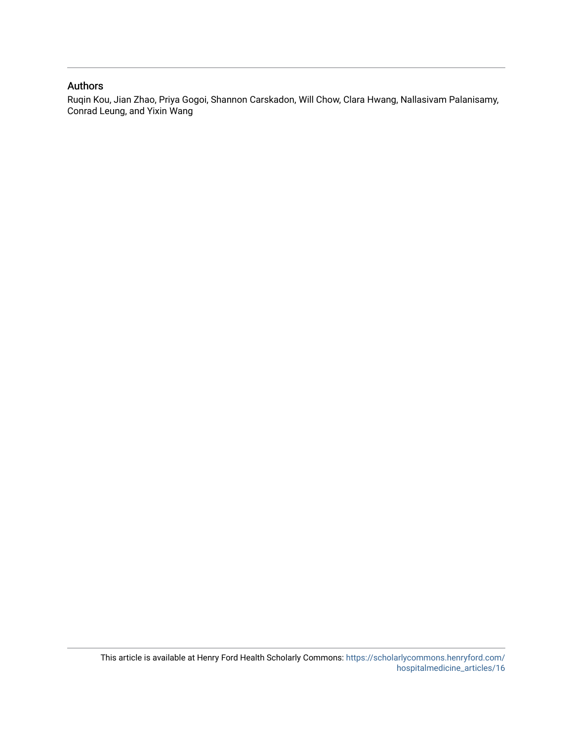## Authors

Ruqin Kou, Jian Zhao, Priya Gogoi, Shannon Carskadon, Will Chow, Clara Hwang, Nallasivam Palanisamy, Conrad Leung, and Yixin Wang

This article is available at Henry Ford Health Scholarly Commons: https://scholarlycommons.henryford.com/hospitalmedicine_articles/16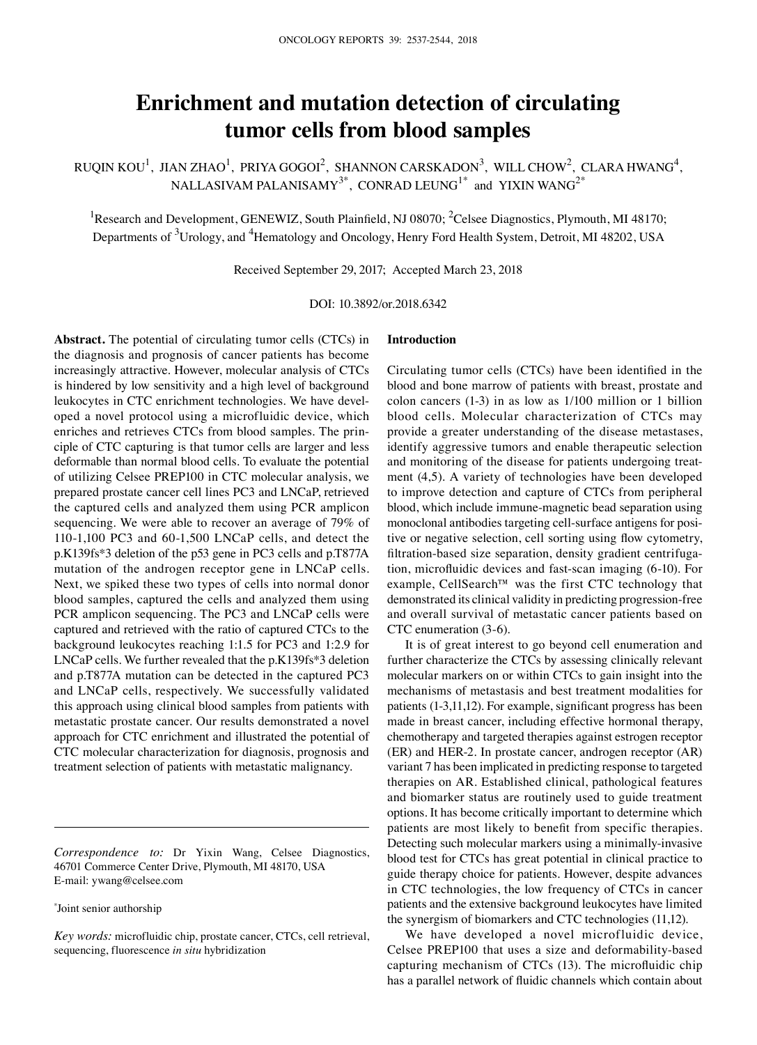# Enrichment and mutation detection of circulating tumor cells from blood samples

RUQIN KOU[1], JIAN ZHAO[1], PRIYA GOGOI[2], SHANNON CARSKADON[3], WILL CHOW[2], CLARA HWANG[4], NALLASIVAM PALANISAMY[3*], CONRAD LEUNG[1*] and YIXIN WANG[2*]

[1]Research and Development, GENEWIZ, South Plainfield, NJ 08070; [2]Celsee Diagnostics, Plymouth, MI 48170; Departments of [3]Urology, and [4]Hematology and Oncology, Henry Ford Health System, Detroit, MI 48202, USA

Received September 29, 2017; Accepted March 23, 2018

DOI: 10.3892/or.2018.6342

**Abstract.** The potential of circulating tumor cells (CTCs) in the diagnosis and prognosis of cancer patients has become increasingly attractive. However, molecular analysis of CTCs is hindered by low sensitivity and a high level of background leukocytes in CTC enrichment technologies. We have developed a novel protocol using a microfluidic device, which enriches and retrieves CTCs from blood samples. The principle of CTC capturing is that tumor cells are larger and less deformable than normal blood cells. To evaluate the potential of utilizing Celsee PREP100 in CTC molecular analysis, we prepared prostate cancer cell lines PC3 and LNCaP, retrieved the captured cells and analyzed them using PCR amplicon sequencing. We were able to recover an average of 79% of 110-1,100 PC3 and 60-1,500 LNCaP cells, and detect the p.K139fs*3 deletion of the p53 gene in PC3 cells and p.T877A mutation of the androgen receptor gene in LNCaP cells. Next, we spiked these two types of cells into normal donor blood samples, captured the cells and analyzed them using PCR amplicon sequencing. The PC3 and LNCaP cells were captured and retrieved with the ratio of captured CTCs to the background leukocytes reaching 1:1.5 for PC3 and 1:2.9 for LNCaP cells. We further revealed that the p.K139fs*3 deletion and p.T877A mutation can be detected in the captured PC3 and LNCaP cells, respectively. We successfully validated this approach using clinical blood samples from patients with metastatic prostate cancer. Our results demonstrated a novel approach for CTC enrichment and illustrated the potential of CTC molecular characterization for diagnosis, prognosis and treatment selection of patients with metastatic malignancy.

*Correspondence to:* Dr Yixin Wang, Celsee Diagnostics, 46701 Commerce Center Drive, Plymouth, MI 48170, USA
E-mail: ywang@celsee.com

*Joint senior authorship

*Key words:* microfluidic chip, prostate cancer, CTCs, cell retrieval, sequencing, fluorescence *in situ* hybridization

## Introduction

Circulating tumor cells (CTCs) have been identified in the blood and bone marrow of patients with breast, prostate and colon cancers (1-3) in as low as 1/100 million or 1 billion blood cells. Molecular characterization of CTCs may provide a greater understanding of the disease metastases, identify aggressive tumors and enable therapeutic selection and monitoring of the disease for patients undergoing treatment (4,5). A variety of technologies have been developed to improve detection and capture of CTCs from peripheral blood, which include immune-magnetic bead separation using monoclonal antibodies targeting cell-surface antigens for positive or negative selection, cell sorting using flow cytometry, filtration-based size separation, density gradient centrifugation, microfluidic devices and fast-scan imaging (6-10). For example, CellSearch™ was the first CTC technology that demonstrated its clinical validity in predicting progression-free and overall survival of metastatic cancer patients based on CTC enumeration (3-6).

It is of great interest to go beyond cell enumeration and further characterize the CTCs by assessing clinically relevant molecular markers on or within CTCs to gain insight into the mechanisms of metastasis and best treatment modalities for patients (1-3,11,12). For example, significant progress has been made in breast cancer, including effective hormonal therapy, chemotherapy and targeted therapies against estrogen receptor (ER) and HER-2. In prostate cancer, androgen receptor (AR) variant 7 has been implicated in predicting response to targeted therapies on AR. Established clinical, pathological features and biomarker status are routinely used to guide treatment options. It has become critically important to determine which patients are most likely to benefit from specific therapies. Detecting such molecular markers using a minimally-invasive blood test for CTCs has great potential in clinical practice to guide therapy choice for patients. However, despite advances in CTC technologies, the low frequency of CTCs in cancer patients and the extensive background leukocytes have limited the synergism of biomarkers and CTC technologies (11,12).

We have developed a novel microfluidic device, Celsee PREP100 that uses a size and deformability-based capturing mechanism of CTCs (13). The microfluidic chip has a parallel network of fluidic channels which contain about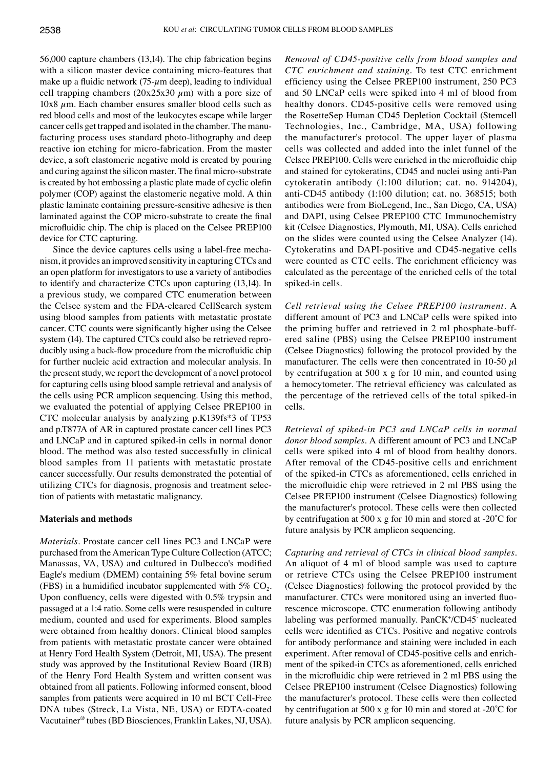56,000 capture chambers (13,14). The chip fabrication begins with a silicon master device containing micro-features that make up a fluidic network (75-$\mu$m deep), leading to individual cell trapping chambers (20x25x30 $\mu$m) with a pore size of 10x8 $\mu$m. Each chamber ensures smaller blood cells such as red blood cells and most of the leukocytes escape while larger cancer cells get trapped and isolated in the chamber. The manufacturing process uses standard photo-lithography and deep reactive ion etching for micro-fabrication. From the master device, a soft elastomeric negative mold is created by pouring and curing against the silicon master. The final micro-substrate is created by hot embossing a plastic plate made of cyclic olefin polymer (COP) against the elastomeric negative mold. A thin plastic laminate containing pressure-sensitive adhesive is then laminated against the COP micro-substrate to create the final microfluidic chip. The chip is placed on the Celsee PREP100 device for CTC capturing.

Since the device captures cells using a label-free mechanism, it provides an improved sensitivity in capturing CTCs and an open platform for investigators to use a variety of antibodies to identify and characterize CTCs upon capturing (13,14). In a previous study, we compared CTC enumeration between the Celsee system and the FDA-cleared CellSearch system using blood samples from patients with metastatic prostate cancer. CTC counts were significantly higher using the Celsee system (14). The captured CTCs could also be retrieved reproducibly using a back-flow procedure from the microfluidic chip for further nucleic acid extraction and molecular analysis. In the present study, we report the development of a novel protocol for capturing cells using blood sample retrieval and analysis of the cells using PCR amplicon sequencing. Using this method, we evaluated the potential of applying Celsee PREP100 in CTC molecular analysis by analyzing p.K139fs*3 of TP53 and p.T877A of AR in captured prostate cancer cell lines PC3 and LNCaP and in captured spiked-in cells in normal donor blood. The method was also tested successfully in clinical blood samples from 11 patients with metastatic prostate cancer successfully. Our results demonstrated the potential of utilizing CTCs for diagnosis, prognosis and treatment selection of patients with metastatic malignancy.

## Materials and methods

*Materials.* Prostate cancer cell lines PC3 and LNCaP were purchased from the American Type Culture Collection (ATCC; Manassas, VA, USA) and cultured in Dulbecco's modified Eagle's medium (DMEM) containing 5% fetal bovine serum (FBS) in a humidified incubator supplemented with 5% $CO_2$. Upon confluency, cells were digested with 0.5% trypsin and passaged at a 1:4 ratio. Some cells were resuspended in culture medium, counted and used for experiments. Blood samples were obtained from healthy donors. Clinical blood samples from patients with metastatic prostate cancer were obtained at Henry Ford Health System (Detroit, MI, USA). The present study was approved by the Institutional Review Board (IRB) of the Henry Ford Health System and written consent was obtained from all patients. Following informed consent, blood samples from patients were acquired in 10 ml BCT Cell-Free DNA tubes (Streck, La Vista, NE, USA) or EDTA-coated Vacutainer® tubes (BD Biosciences, Franklin Lakes, NJ, USA).

*Removal of CD45-positive cells from blood samples and CTC enrichment and staining.* To test CTC enrichment efficiency using the Celsee PREP100 instrument, 250 PC3 and 50 LNCaP cells were spiked into 4 ml of blood from healthy donors. CD45-positive cells were removed using the RosetteSep Human CD45 Depletion Cocktail (Stemcell Technologies, Inc., Cambridge, MA, USA) following the manufacturer's protocol. The upper layer of plasma cells was collected and added into the inlet funnel of the Celsee PREP100. Cells were enriched in the microfluidic chip and stained for cytokeratins, CD45 and nuclei using anti-Pan cytokeratin antibody (1:100 dilution; cat. no. 914204), anti-CD45 antibody (1:100 dilution; cat. no. 368515; both antibodies were from BioLegend, Inc., San Diego, CA, USA) and DAPI, using Celsee PREP100 CTC Immunochemistry kit (Celsee Diagnostics, Plymouth, MI, USA). Cells enriched on the slides were counted using the Celsee Analyzer (14). Cytokeratins and DAPI-positive and CD45-negative cells were counted as CTC cells. The enrichment efficiency was calculated as the percentage of the enriched cells of the total spiked-in cells.

*Cell retrieval using the Celsee PREP100 instrument.* A different amount of PC3 and LNCaP cells were spiked into the priming buffer and retrieved in 2 ml phosphate-buffered saline (PBS) using the Celsee PREP100 instrument (Celsee Diagnostics) following the protocol provided by the manufacturer. The cells were then concentrated in 10-50 $\mu$l by centrifugation at 500 x g for 10 min, and counted using a hemocytometer. The retrieval efficiency was calculated as the percentage of the retrieved cells of the total spiked-in cells.

*Retrieval of spiked-in PC3 and LNCaP cells in normal donor blood samples.* A different amount of PC3 and LNCaP cells were spiked into 4 ml of blood from healthy donors. After removal of the CD45-positive cells and enrichment of the spiked-in CTCs as aforementioned, cells enriched in the microfluidic chip were retrieved in 2 ml PBS using the Celsee PREP100 instrument (Celsee Diagnostics) following the manufacturer's protocol. These cells were then collected by centrifugation at 500 x g for 10 min and stored at -20˚C for future analysis by PCR amplicon sequencing.

*Capturing and retrieval of CTCs in clinical blood samples.* An aliquot of 4 ml of blood sample was used to capture or retrieve CTCs using the Celsee PREP100 instrument (Celsee Diagnostics) following the protocol provided by the manufacturer. CTCs were monitored using an inverted fluorescence microscope. CTC enumeration following antibody labeling was performed manually. PanCK$^+$/CD45$^-$ nucleated cells were identified as CTCs. Positive and negative controls for antibody performance and staining were included in each experiment. After removal of CD45-positive cells and enrichment of the spiked-in CTCs as aforementioned, cells enriched in the microfluidic chip were retrieved in 2 ml PBS using the Celsee PREP100 instrument (Celsee Diagnostics) following the manufacturer's protocol. These cells were then collected by centrifugation at 500 x g for 10 min and stored at -20˚C for future analysis by PCR amplicon sequencing.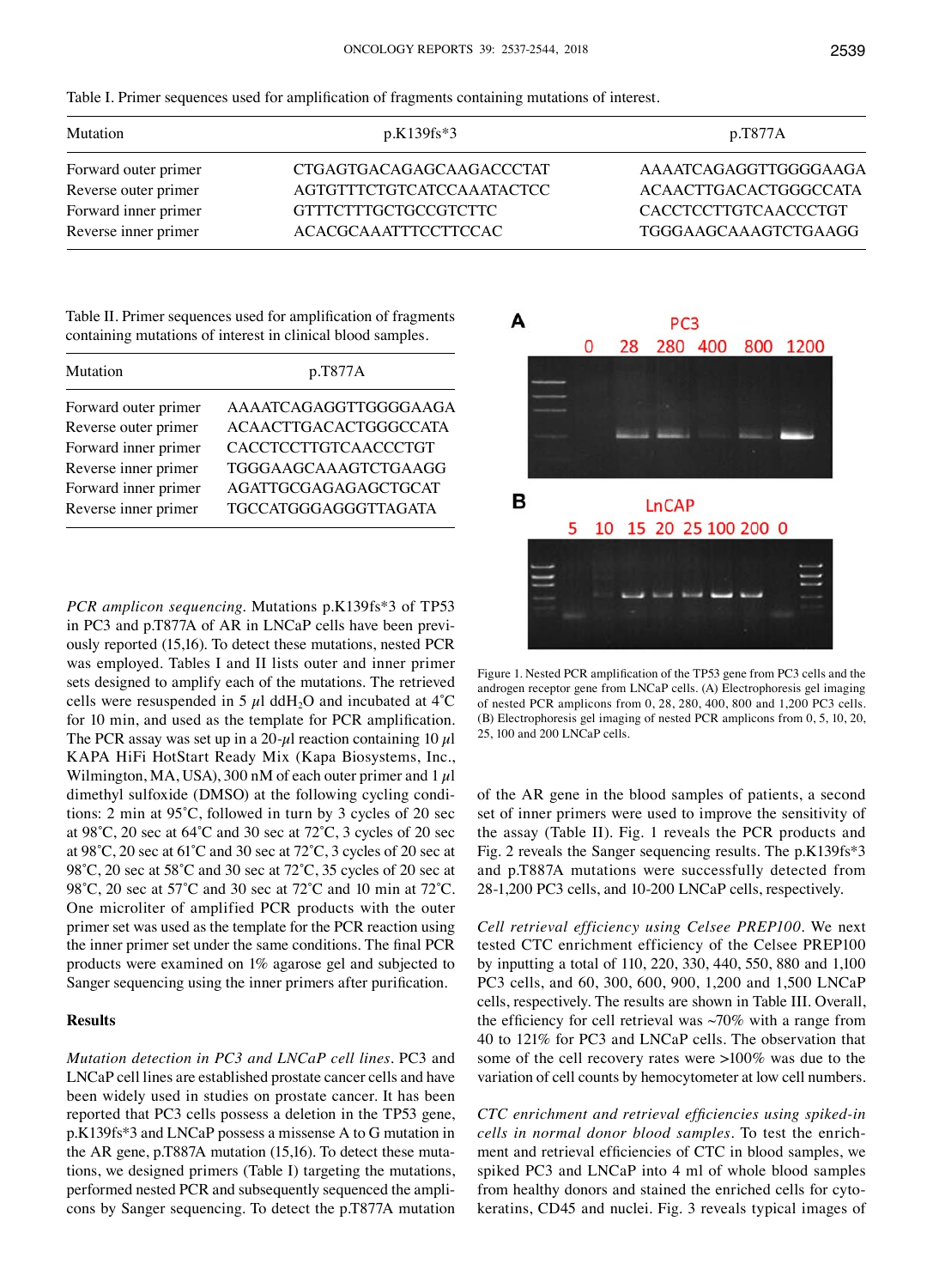Table I. Primer sequences used for amplification of fragments containing mutations of interest.

| Mutation | p.K139fs*3 | p.T877A |
|---|---|---|
| Forward outer primer | CTGAGTGACAGAGCAAGACCCTAT | AAAATCAGAGGTTGGGGAAGA |
| Reverse outer primer | AGTGTTTCTGTCATCCAAATACTCC | ACAACTTGACACTGGGCCATA |
| Forward inner primer | GTTTCTTTGCTGCCGTCTTC | CACCTCCTTGTCAACCCTGT |
| Reverse inner primer | ACACGCAAATTTCCTTCCAC | TGGGAAGCAAAGTCTGAAGG |

Table II. Primer sequences used for amplification of fragments containing mutations of interest in clinical blood samples.

| Mutation | p.T877A |
|---|---|
| Forward outer primer | AAAATCAGAGGTTGGGGAAGA |
| Reverse outer primer | ACAACTTGACACTGGGCCATA |
| Forward inner primer | CACCTCCTTGTCAACCCTGT |
| Reverse inner primer | TGGGAAGCAAAGTCTGAAGG |
| Forward inner primer | AGATTGCGAGAGAGCTGCAT |
| Reverse inner primer | TGCCATGGGAGGGTTAGATA |

*PCR amplicon sequencing.* Mutations p.K139fs*3 of TP53 in PC3 and p.T877A of AR in LNCaP cells have been previously reported (15,16). To detect these mutations, nested PCR was employed. Tables I and II lists outer and inner primer sets designed to amplify each of the mutations. The retrieved cells were resuspended in 5 $\mu$l ddH$_2$O and incubated at 4˚C for 10 min, and used as the template for PCR amplification. The PCR assay was set up in a 20-$\mu$l reaction containing 10 $\mu$l KAPA HiFi HotStart Ready Mix (Kapa Biosystems, Inc., Wilmington, MA, USA), 300 nM of each outer primer and 1 $\mu$l dimethyl sulfoxide (DMSO) at the following cycling conditions: 2 min at 95˚C, followed in turn by 3 cycles of 20 sec at 98˚C, 20 sec at 64˚C and 30 sec at 72˚C, 3 cycles of 20 sec at 98˚C, 20 sec at 61˚C and 30 sec at 72˚C, 3 cycles of 20 sec at 98˚C, 20 sec at 58˚C and 30 sec at 72˚C, 35 cycles of 20 sec at 98˚C, 20 sec at 57˚C and 30 sec at 72˚C and 10 min at 72˚C. One microliter of amplified PCR products with the outer primer set was used as the template for the PCR reaction using the inner primer set under the same conditions. The final PCR products were examined on 1% agarose gel and subjected to Sanger sequencing using the inner primers after purification.

## Results

*Mutation detection in PC3 and LNCaP cell lines.* PC3 and LNCaP cell lines are established prostate cancer cells and have been widely used in studies on prostate cancer. It has been reported that PC3 cells possess a deletion in the TP53 gene, p.K139fs*3 and LNCaP possess a missense A to G mutation in the AR gene, p.T887A mutation (15,16). To detect these mutations, we designed primers (Table I) targeting the mutations, performed nested PCR and subsequently sequenced the amplicons by Sanger sequencing. To detect the p.T877A mutation of the AR gene in the blood samples of patients, a second set of inner primers were used to improve the sensitivity of the assay (Table II). Fig. 1 reveals the PCR products and Fig. 2 reveals the Sanger sequencing results. The p.K139fs*3 and p.T887A mutations were successfully detected from 28-1,200 PC3 cells, and 10-200 LNCaP cells, respectively.

Figure 1. Nested PCR amplification of the TP53 gene from PC3 cells and the androgen receptor gene from LNCaP cells. (A) Electrophoresis gel imaging of nested PCR amplicons from 0, 28, 280, 400, 800 and 1,200 PC3 cells. (B) Electrophoresis gel imaging of nested PCR amplicons from 0, 5, 10, 20, 25, 100 and 200 LNCaP cells.

*Cell retrieval efficiency using Celsee PREP100.* We next tested CTC enrichment efficiency of the Celsee PREP100 by inputting a total of 110, 220, 330, 440, 550, 880 and 1,100 PC3 cells, and 60, 300, 600, 900, 1,200 and 1,500 LNCaP cells, respectively. The results are shown in Table III. Overall, the efficiency for cell retrieval was ~70% with a range from 40 to 121% for PC3 and LNCaP cells. The observation that some of the cell recovery rates were >100% was due to the variation of cell counts by hemocytometer at low cell numbers.

*CTC enrichment and retrieval efficiencies using spiked-in cells in normal donor blood samples.* To test the enrichment and retrieval efficiencies of CTC in blood samples, we spiked PC3 and LNCaP into 4 ml of whole blood samples from healthy donors and stained the enriched cells for cytokeratins, CD45 and nuclei. Fig. 3 reveals typical images of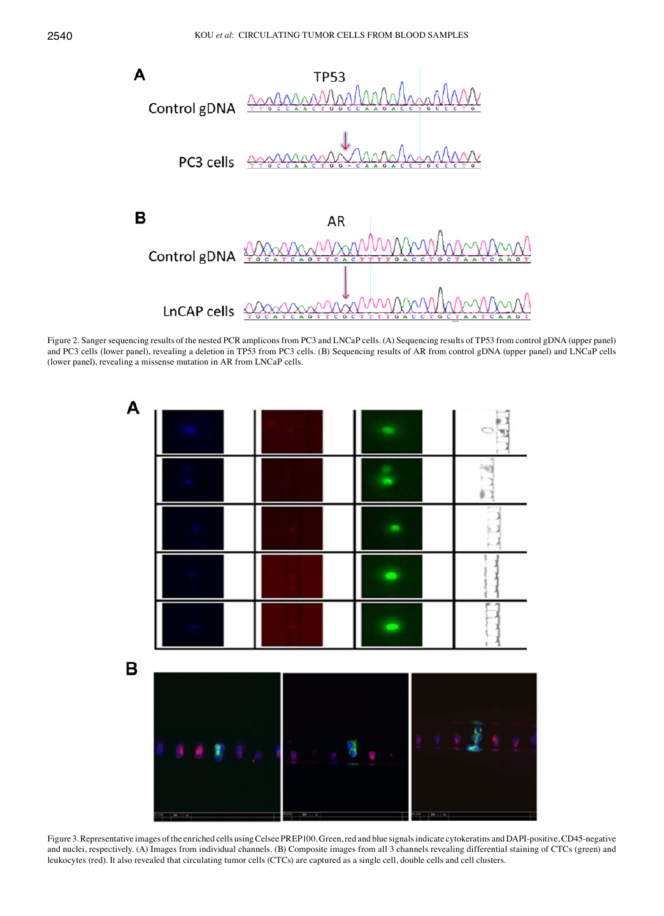Figure 2. Sanger sequencing results of the nested PCR amplicons from PC3 and LNCaP cells. (A) Sequencing results of TP53 from control gDNA (upper panel) and PC3 cells (lower panel), revealing a deletion in TP53 from PC3 cells. (B) Sequencing results of AR from control gDNA (upper panel) and LNCaP cells (lower panel), revealing a missense mutation in AR from LNCaP cells.

Figure 3. Representative images of the enriched cells using Celsee PREP100. Green, red and blue signals indicate cytokeratins and DAPI-positive, CD45-negative and nuclei, respectively. (A) Images from individual channels. (B) Composite images from all 3 channels revealing differential staining of CTCs (green) and leukocytes (red). It also revealed that circulating tumor cells (CTCs) are captured as a single cell, double cells and cell clusters.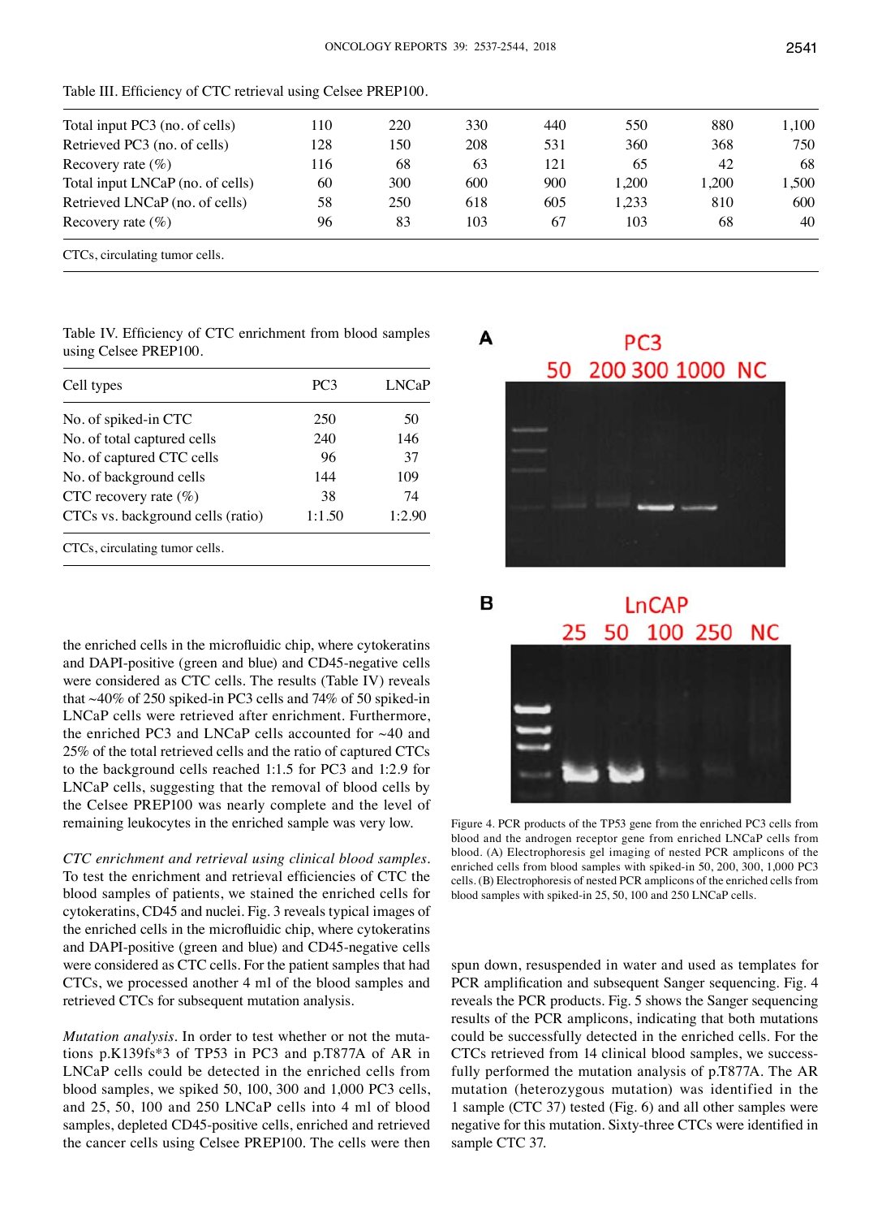Table III. Efficiency of CTC retrieval using Celsee PREP100.

| | | | | | | | |
|---|---|---|---|---|---|---|---|
| Total input PC3 (no. of cells) | 110 | 220 | 330 | 440 | 550 | 880 | 1,100 |
| Retrieved PC3 (no. of cells) | 128 | 150 | 208 | 531 | 360 | 368 | 750 |
| Recovery rate (%) | 116 | 68 | 63 | 121 | 65 | 42 | 68 |
| Total input LNCaP (no. of cells) | 60 | 300 | 600 | 900 | 1,200 | 1,200 | 1,500 |
| Retrieved LNCaP (no. of cells) | 58 | 250 | 618 | 605 | 1,233 | 810 | 600 |
| Recovery rate (%) | 96 | 83 | 103 | 67 | 103 | 68 | 40 |

CTCs, circulating tumor cells.

Table IV. Efficiency of CTC enrichment from blood samples using Celsee PREP100.

| Cell types | PC3 | LNCaP |
|---|---|---|
| No. of spiked-in CTC | 250 | 50 |
| No. of total captured cells | 240 | 146 |
| No. of captured CTC cells | 96 | 37 |
| No. of background cells | 144 | 109 |
| CTC recovery rate (%) | 38 | 74 |
| CTCs vs. background cells (ratio) | 1:1.50 | 1:2.90 |

CTCs, circulating tumor cells.

the enriched cells in the microfluidic chip, where cytokeratins and DAPI-positive (green and blue) and CD45-negative cells were considered as CTC cells. The results (Table IV) reveals that ~40% of 250 spiked-in PC3 cells and 74% of 50 spiked-in LNCaP cells were retrieved after enrichment. Furthermore, the enriched PC3 and LNCaP cells accounted for ~40 and 25% of the total retrieved cells and the ratio of captured CTCs to the background cells reached 1:1.5 for PC3 and 1:2.9 for LNCaP cells, suggesting that the removal of blood cells by the Celsee PREP100 was nearly complete and the level of remaining leukocytes in the enriched sample was very low.

*CTC enrichment and retrieval using clinical blood samples.* To test the enrichment and retrieval efficiencies of CTC the blood samples of patients, we stained the enriched cells for cytokeratins, CD45 and nuclei. Fig. 3 reveals typical images of the enriched cells in the microfluidic chip, where cytokeratins and DAPI-positive (green and blue) and CD45-negative cells were considered as CTC cells. For the patient samples that had CTCs, we processed another 4 ml of the blood samples and retrieved CTCs for subsequent mutation analysis.

*Mutation analysis.* In order to test whether or not the mutations p.K139fs*3 of TP53 in PC3 and p.T877A of AR in LNCaP cells could be detected in the enriched cells from blood samples, we spiked 50, 100, 300 and 1,000 PC3 cells, and 25, 50, 100 and 250 LNCaP cells into 4 ml of blood samples, depleted CD45-positive cells, enriched and retrieved the cancer cells using Celsee PREP100. The cells were then spun down, resuspended in water and used as templates for PCR amplification and subsequent Sanger sequencing. Fig. 4 reveals the PCR products. Fig. 5 shows the Sanger sequencing results of the PCR amplicons, indicating that both mutations could be successfully detected in the enriched cells. For the CTCs retrieved from 14 clinical blood samples, we successfully performed the mutation analysis of p.T877A. The AR mutation (heterozygous mutation) was identified in the 1 sample (CTC 37) tested (Fig. 6) and all other samples were negative for this mutation. Sixty-three CTCs were identified in sample CTC 37.

Figure 4. PCR products of the TP53 gene from the enriched PC3 cells from blood and the androgen receptor gene from enriched LNCaP cells from blood. (A) Electrophoresis gel imaging of nested PCR amplicons of the enriched cells from blood samples with spiked-in 50, 200, 300, 1,000 PC3 cells. (B) Electrophoresis of nested PCR amplicons of the enriched cells from blood samples with spiked-in 25, 50, 100 and 250 LNCaP cells.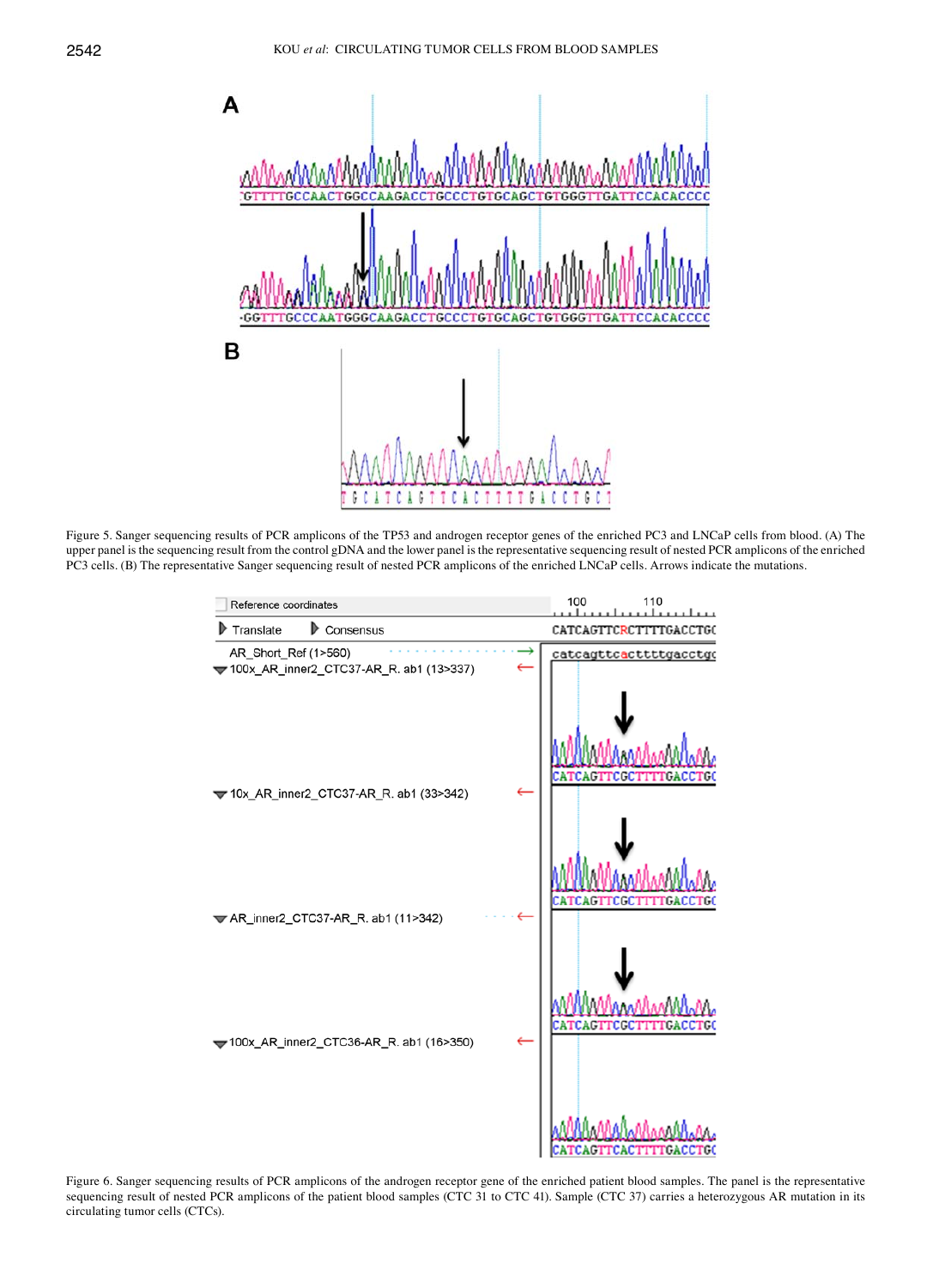Figure 5. Sanger sequencing results of PCR amplicons of the TP53 and androgen receptor genes of the enriched PC3 and LNCaP cells from blood. (A) The upper panel is the sequencing result from the control gDNA and the lower panel is the representative sequencing result of nested PCR amplicons of the enriched PC3 cells. (B) The representative Sanger sequencing result of nested PCR amplicons of the enriched LNCaP cells. Arrows indicate the mutations.

Figure 6. Sanger sequencing results of PCR amplicons of the androgen receptor gene of the enriched patient blood samples. The panel is the representative sequencing result of nested PCR amplicons of the patient blood samples (CTC 31 to CTC 41). Sample (CTC 37) carries a heterozygous AR mutation in its circulating tumor cells (CTCs).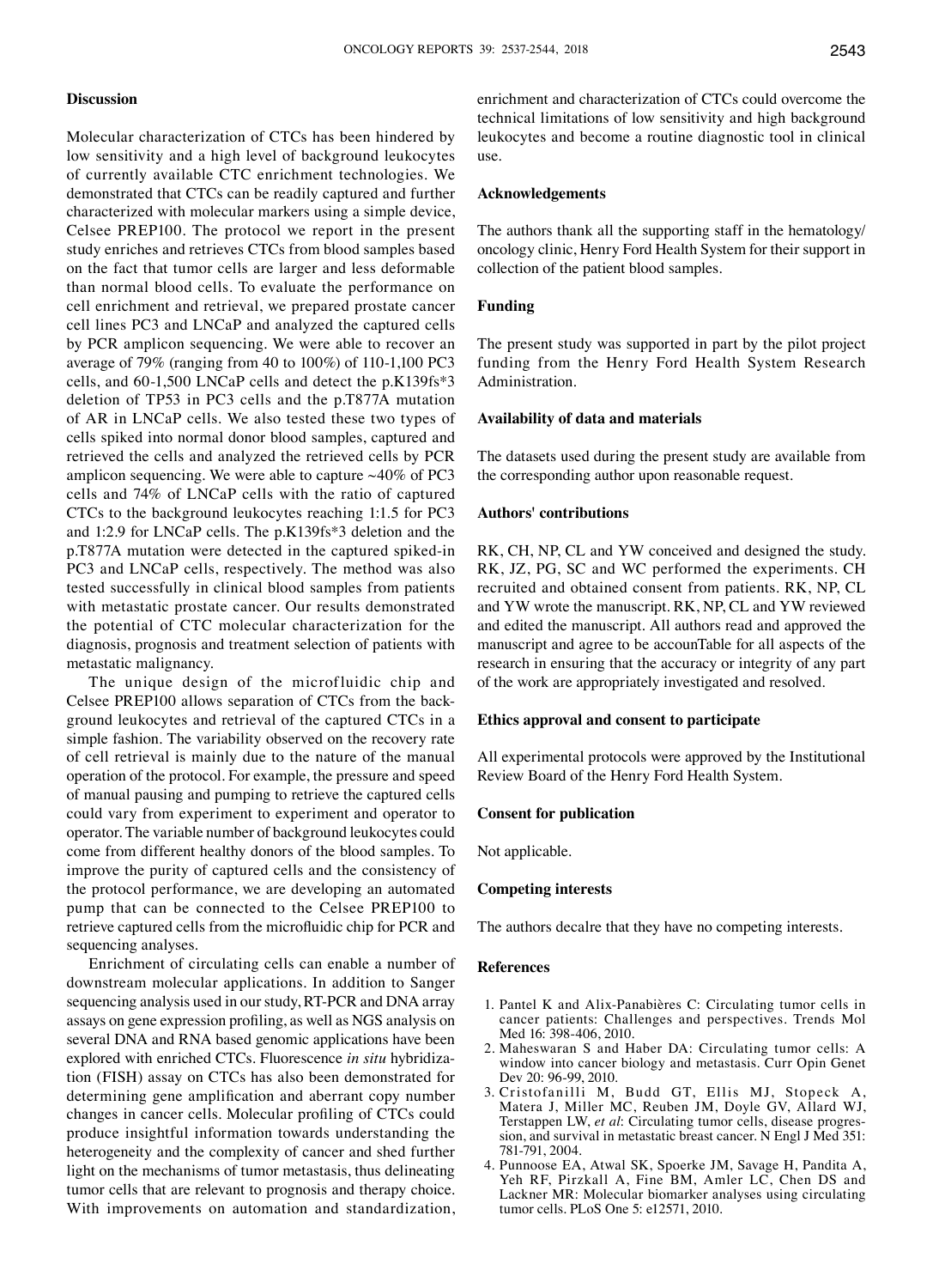## Discussion

Molecular characterization of CTCs has been hindered by low sensitivity and a high level of background leukocytes of currently available CTC enrichment technologies. We demonstrated that CTCs can be readily captured and further characterized with molecular markers using a simple device, Celsee PREP100. The protocol we report in the present study enriches and retrieves CTCs from blood samples based on the fact that tumor cells are larger and less deformable than normal blood cells. To evaluate the performance on cell enrichment and retrieval, we prepared prostate cancer cell lines PC3 and LNCaP and analyzed the captured cells by PCR amplicon sequencing. We were able to recover an average of 79% (ranging from 40 to 100%) of 110-1,100 PC3 cells, and 60-1,500 LNCaP cells and detect the p.K139fs*3 deletion of TP53 in PC3 cells and the p.T877A mutation of AR in LNCaP cells. We also tested these two types of cells spiked into normal donor blood samples, captured and retrieved the cells and analyzed the retrieved cells by PCR amplicon sequencing. We were able to capture ~40% of PC3 cells and 74% of LNCaP cells with the ratio of captured CTCs to the background leukocytes reaching 1:1.5 for PC3 and 1:2.9 for LNCaP cells. The p.K139fs*3 deletion and the p.T877A mutation were detected in the captured spiked-in PC3 and LNCaP cells, respectively. The method was also tested successfully in clinical blood samples from patients with metastatic prostate cancer. Our results demonstrated the potential of CTC molecular characterization for the diagnosis, prognosis and treatment selection of patients with metastatic malignancy.

The unique design of the microfluidic chip and Celsee PREP100 allows separation of CTCs from the background leukocytes and retrieval of the captured CTCs in a simple fashion. The variability observed on the recovery rate of cell retrieval is mainly due to the nature of the manual operation of the protocol. For example, the pressure and speed of manual pausing and pumping to retrieve the captured cells could vary from experiment to experiment and operator to operator. The variable number of background leukocytes could come from different healthy donors of the blood samples. To improve the purity of captured cells and the consistency of the protocol performance, we are developing an automated pump that can be connected to the Celsee PREP100 to retrieve captured cells from the microfluidic chip for PCR and sequencing analyses.

Enrichment of circulating cells can enable a number of downstream molecular applications. In addition to Sanger sequencing analysis used in our study, RT-PCR and DNA array assays on gene expression profiling, as well as NGS analysis on several DNA and RNA based genomic applications have been explored with enriched CTCs. Fluorescence *in situ* hybridization (FISH) assay on CTCs has also been demonstrated for determining gene amplification and aberrant copy number changes in cancer cells. Molecular profiling of CTCs could produce insightful information towards understanding the heterogeneity and the complexity of cancer and shed further light on the mechanisms of tumor metastasis, thus delineating tumor cells that are relevant to prognosis and therapy choice. With improvements on automation and standardization, enrichment and characterization of CTCs could overcome the technical limitations of low sensitivity and high background leukocytes and become a routine diagnostic tool in clinical use.

## Acknowledgements

The authors thank all the supporting staff in the hematology/oncology clinic, Henry Ford Health System for their support in collection of the patient blood samples.

## Funding

The present study was supported in part by the pilot project funding from the Henry Ford Health System Research Administration.

## Availability of data and materials

The datasets used during the present study are available from the corresponding author upon reasonable request.

## Authors' contributions

RK, CH, NP, CL and YW conceived and designed the study. RK, JZ, PG, SC and WC performed the experiments. CH recruited and obtained consent from patients. RK, NP, CL and YW wrote the manuscript. RK, NP, CL and YW reviewed and edited the manuscript. All authors read and approved the manuscript and agree to be accounTable for all aspects of the research in ensuring that the accuracy or integrity of any part of the work are appropriately investigated and resolved.

## Ethics approval and consent to participate

All experimental protocols were approved by the Institutional Review Board of the Henry Ford Health System.

## Consent for publication

Not applicable.

## Competing interests

The authors decalre that they have no competing interests.

## References

1. Pantel K and Alix-Panabières C: Circulating tumor cells in cancer patients: Challenges and perspectives. Trends Mol Med 16: 398-406, 2010.
2. Maheswaran S and Haber DA: Circulating tumor cells: A window into cancer biology and metastasis. Curr Opin Genet Dev 20: 96-99, 2010.
3. Cristofanilli M, Budd GT, Ellis MJ, Stopeck A, Matera J, Miller MC, Reuben JM, Doyle GV, Allard WJ, Terstappen LW, *et al*: Circulating tumor cells, disease progression, and survival in metastatic breast cancer. N Engl J Med 351: 781-791, 2004.
4. Punnoose EA, Atwal SK, Spoerke JM, Savage H, Pandita A, Yeh RF, Pirzkall A, Fine BM, Amler LC, Chen DS and Lackner MR: Molecular biomarker analyses using circulating tumor cells. PLoS One 5: e12571, 2010.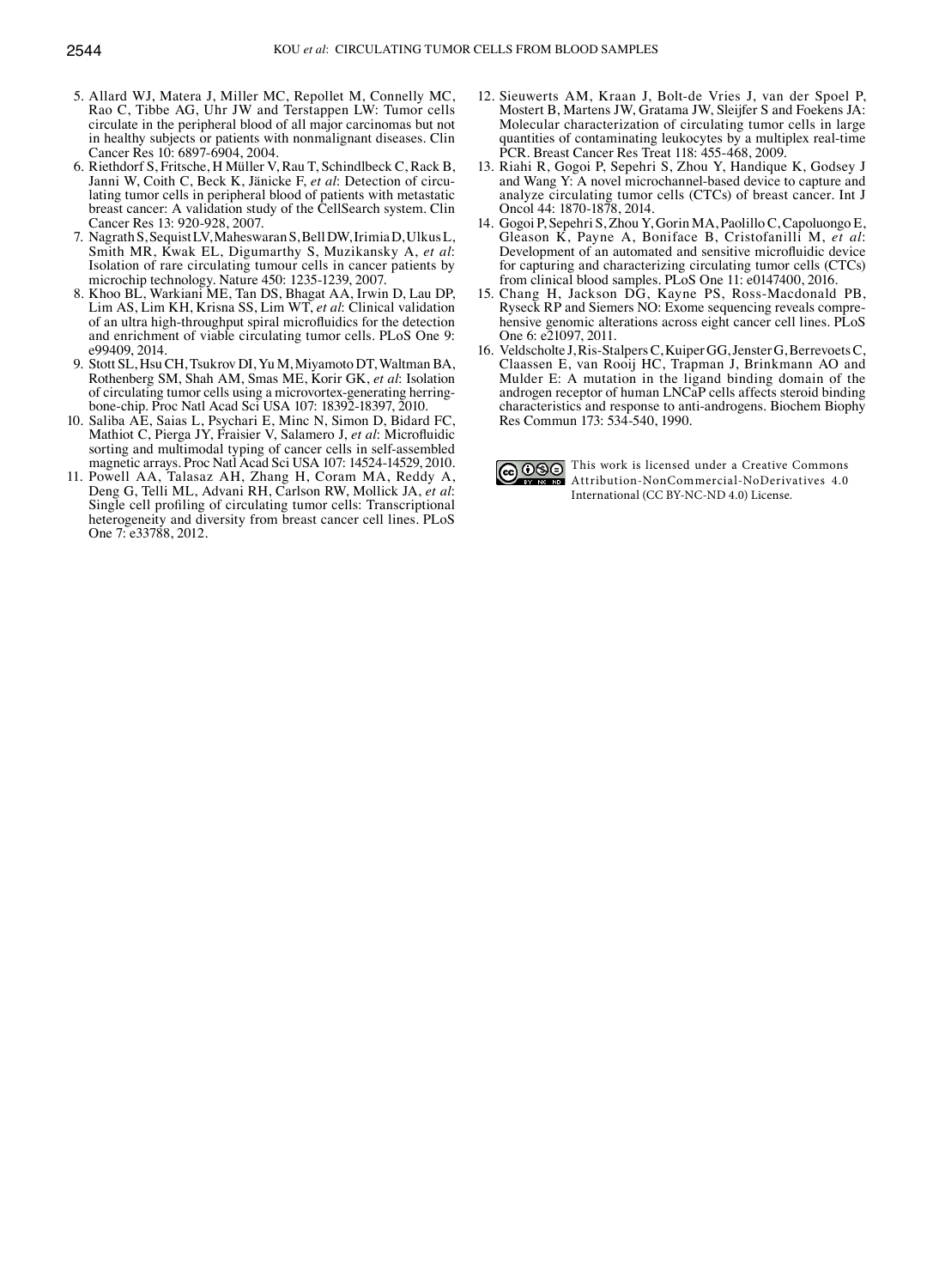5. Allard WJ, Matera J, Miller MC, Repollet M, Connelly MC, Rao C, Tibbe AG, Uhr JW and Terstappen LW: Tumor cells circulate in the peripheral blood of all major carcinomas but not in healthy subjects or patients with nonmalignant diseases. Clin Cancer Res 10: 6897-6904, 2004.
6. Riethdorf S, Fritsche, H Müller V, Rau T, Schindlbeck C, Rack B, Janni W, Coith C, Beck K, Jänicke F, *et al*: Detection of circulating tumor cells in peripheral blood of patients with metastatic breast cancer: A validation study of the CellSearch system. Clin Cancer Res 13: 920-928, 2007.
7. Nagrath S, Sequist LV, Maheswaran S, Bell DW, Irimia D, Ulkus L, Smith MR, Kwak EL, Digumarthy S, Muzikansky A, *et al*: Isolation of rare circulating tumour cells in cancer patients by microchip technology. Nature 450: 1235-1239, 2007.
8. Khoo BL, Warkiani ME, Tan DS, Bhagat AA, Irwin D, Lau DP, Lim AS, Lim KH, Krisna SS, Lim WT, *et al*: Clinical validation of an ultra high-throughput spiral microfluidics for the detection and enrichment of viable circulating tumor cells. PLoS One 9: e99409, 2014.
9. Stott SL, Hsu CH, Tsukrov DI, Yu M, Miyamoto DT, Waltman BA, Rothenberg SM, Shah AM, Smas ME, Korir GK, *et al*: Isolation of circulating tumor cells using a microvortex-generating herringbone-chip. Proc Natl Acad Sci USA 107: 18392-18397, 2010.
10. Saliba AE, Saias L, Psychari E, Minc N, Simon D, Bidard FC, Mathiot C, Pierga JY, Fraisier V, Salamero J, *et al*: Microfluidic sorting and multimodal typing of cancer cells in self-assembled magnetic arrays. Proc Natl Acad Sci USA 107: 14524-14529, 2010.
11. Powell AA, Talasaz AH, Zhang H, Coram MA, Reddy A, Deng G, Telli ML, Advani RH, Carlson RW, Mollick JA, *et al*: Single cell profiling of circulating tumor cells: Transcriptional heterogeneity and diversity from breast cancer cell lines. PLoS One 7: e33788, 2012.
12. Sieuwerts AM, Kraan J, Bolt-de Vries J, van der Spoel P, Mostert B, Martens JW, Gratama JW, Sleijfer S and Foekens JA: Molecular characterization of circulating tumor cells in large quantities of contaminating leukocytes by a multiplex real-time PCR. Breast Cancer Res Treat 118: 455-468, 2009.
13. Riahi R, Gogoi P, Sepehri S, Zhou Y, Handique K, Godsey J and Wang Y: A novel microchannel-based device to capture and analyze circulating tumor cells (CTCs) of breast cancer. Int J Oncol 44: 1870-1878, 2014.
14. Gogoi P, Sepehri S, Zhou Y, Gorin MA, Paolillo C, Capoluongo E, Gleason K, Payne A, Boniface B, Cristofanilli M, *et al*: Development of an automated and sensitive microfluidic device for capturing and characterizing circulating tumor cells (CTCs) from clinical blood samples. PLoS One 11: e0147400, 2016.
15. Chang H, Jackson DG, Kayne PS, Ross-Macdonald PB, Ryseck RP and Siemers NO: Exome sequencing reveals comprehensive genomic alterations across eight cancer cell lines. PLoS One 6: e21097, 2011.
16. Veldscholte J, Ris-Stalpers C, Kuiper GG, Jenster G, Berrevoets C, Claassen E, van Rooij HC, Trapman J, Brinkmann AO and Mulder E: A mutation in the ligand binding domain of the androgen receptor of human LNCaP cells affects steroid binding characteristics and response to anti-androgens. Biochem Biophy Res Commun 173: 534-540, 1990.

This work is licensed under a Creative Commons Attribution-NonCommercial-NoDerivatives 4.0 International (CC BY-NC-ND 4.0) License.